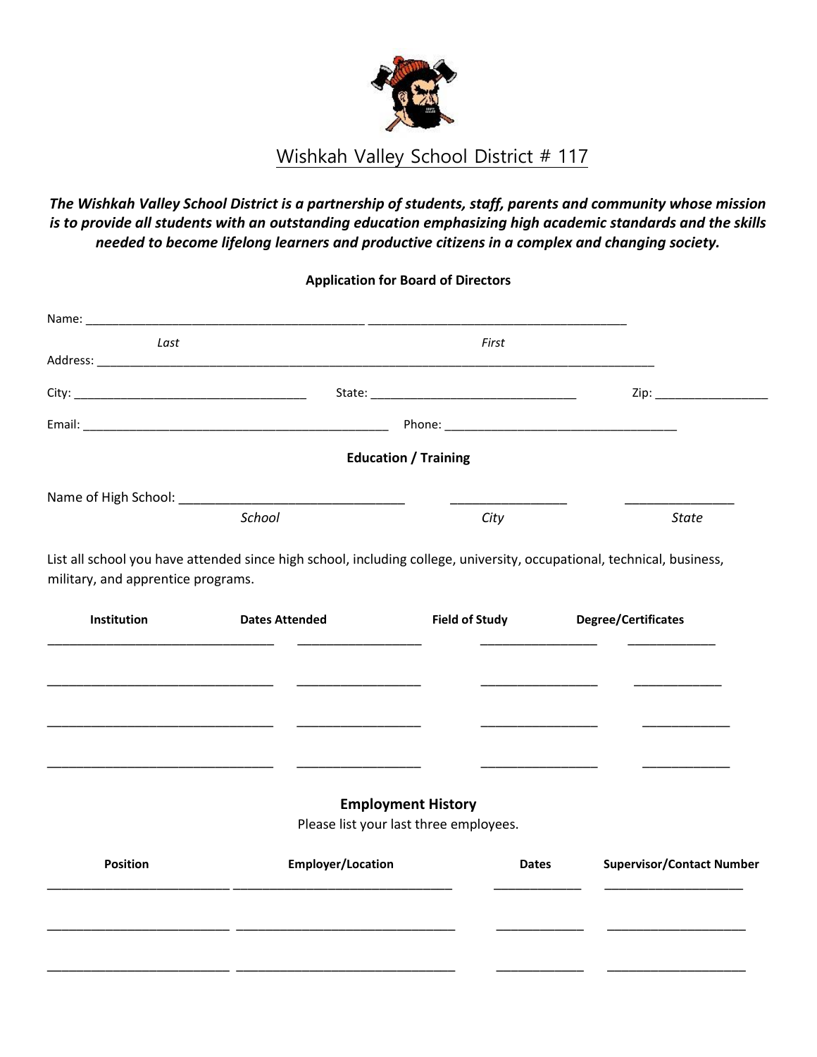# Wishkah Valley School District # 117

***The Wishkah Valley School District is a partnership of students, staff, parents and community whose mission is to provide all students with an outstanding education emphasizing high academic standards and the skills needed to become lifelong learners and productive citizens in a complex and changing society.***

**Application for Board of Directors**

Name: ________________________________________ ______________________________________
*Last* *First*

Address: _________________________________________________________________________________

City: __________________________________ State: ______________________________ Zip: ________________

Email: _____________________________________________ Phone: __________________________________

**Education / Training**

Name of High School: _________________________________ ________________ _______________
*School* *City* *State*

List all school you have attended since high school, including college, university, occupational, technical, business, military, and apprentice programs.

| Institution | Dates Attended | Field of Study | Degree/Certificates |
|---|---|---|---|
| | | | |
| | | | |
| | | | |
| | | | |

**Employment History**

Please list your last three employees.

| Position | Employer/Location | Dates | Supervisor/Contact Number |
|---|---|---|---|
| | | | |
| | | | |
| | | | |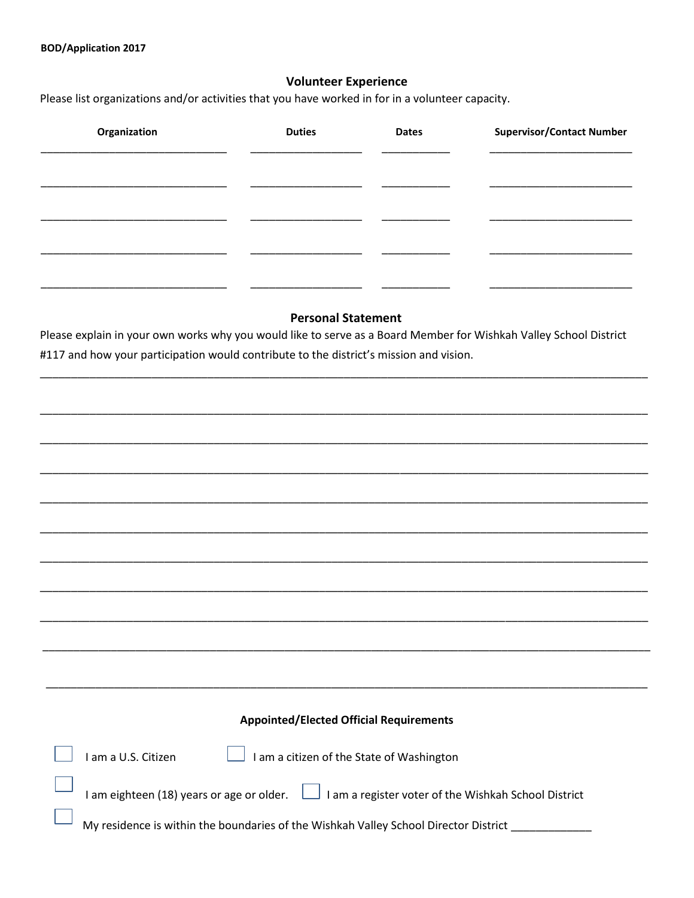## Volunteer Experience

Please list organizations and/or activities that you have worked in for in a volunteer capacity.

| Organization | Duties | Dates | Supervisor/Contact Number |
|---|---|---|---|
| | | | |
| | | | |
| | | | |
| | | | |
| | | | |

## Personal Statement

Please explain in your own works why you would like to serve as a Board Member for Wishkah Valley School District #117 and how your participation would contribute to the district's mission and vision.

______________________________________________________________________________

______________________________________________________________________________

______________________________________________________________________________

______________________________________________________________________________

______________________________________________________________________________

______________________________________________________________________________

______________________________________________________________________________

______________________________________________________________________________

______________________________________________________________________________

______________________________________________________________________________

______________________________________________________________________________

## Appointed/Elected Official Requirements

☐ I am a U.S. Citizen

☐ I am a citizen of the State of Washington

☐ I am eighteen (18) years or age or older.

☐ I am a register voter of the Wishkah School District

☐ My residence is within the boundaries of the Wishkah Valley School Director District _____________